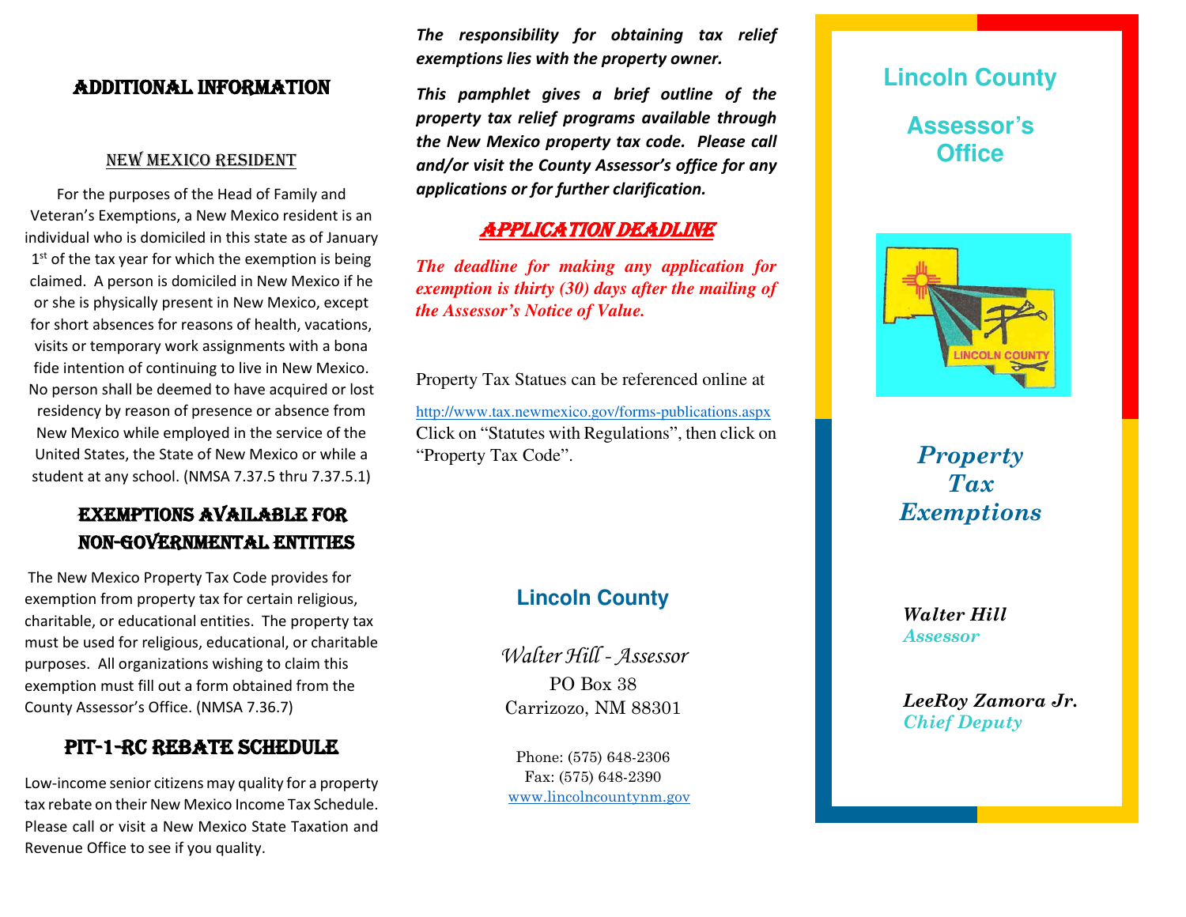## Additional Information

### New Mexico Resident

For the purposes of the Head of Family and Veteran's Exemptions, a New Mexico resident is an individual who is domiciled in this state as of January 1st of the tax year for which the exemption is being claimed. A person is domiciled in New Mexico if he or she is physically present in New Mexico, except for short absences for reasons of health, vacations, visits or temporary work assignments with a bona fide intention of continuing to live in New Mexico. No person shall be deemed to have acquired or lost residency by reason of presence or absence from New Mexico while employed in the service of the United States, the State of New Mexico or while a student at any school. (NMSA 7.37.5 thru 7.37.5.1)

## Exemptions Available for Non-Governmental Entities

The New Mexico Property Tax Code provides for exemption from property tax for certain religious, charitable, or educational entities. The property tax must be used for religious, educational, or charitable purposes. All organizations wishing to claim this exemption must fill out a form obtained from the County Assessor's Office. (NMSA 7.36.7)

## PIT-1-RC Rebate Schedule

Low-income senior citizens may quality for a property tax rebate on their New Mexico Income Tax Schedule. Please call or visit a New Mexico State Taxation and Revenue Office to see if you quality.

***The responsibility for obtaining tax relief exemptions lies with the property owner.***

***This pamphlet gives a brief outline of the property tax relief programs available through the New Mexico property tax code. Please call and/or visit the County Assessor's office for any applications or for further clarification.***

## *Application Deadline*

***The deadline for making any application for exemption is thirty (30) days after the mailing of the Assessor's Notice of Value.***

Property Tax Statues can be referenced online at

http://www.tax.newmexico.gov/forms-publications.aspx
Click on "Statutes with Regulations", then click on "Property Tax Code".

**Lincoln County**

*Walter Hill - Assessor*
PO Box 38
Carrizozo, NM 88301

Phone: (575) 648-2306
Fax: (575) 648-2390
www.lincolncountynm.gov

# Lincoln County Assessor's Office

# *Property Tax Exemptions*

***Walter Hill***
***Assessor***

***LeeRoy Zamora Jr.***
***Chief Deputy***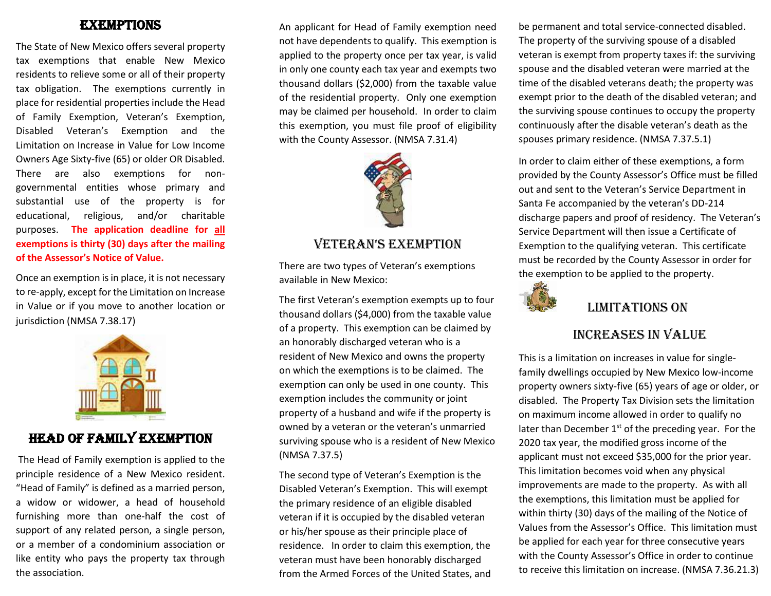# EXEMPTIONS

The State of New Mexico offers several property tax exemptions that enable New Mexico residents to relieve some or all of their property tax obligation. The exemptions currently in place for residential properties include the Head of Family Exemption, Veteran's Exemption, Disabled Veteran's Exemption and the Limitation on Increase in Value for Low Income Owners Age Sixty-five (65) or older OR Disabled. There are also exemptions for non-governmental entities whose primary and substantial use of the property is for educational, religious, and/or charitable purposes. **The application deadline for all exemptions is thirty (30) days after the mailing of the Assessor's Notice of Value.**

Once an exemption is in place, it is not necessary to re-apply, except for the Limitation on Increase in Value or if you move to another location or jurisdiction (NMSA 7.38.17)

# HEAD OF FAMILY EXEMPTION

The Head of Family exemption is applied to the principle residence of a New Mexico resident. "Head of Family" is defined as a married person, a widow or widower, a head of household furnishing more than one-half the cost of support of any related person, a single person, or a member of a condominium association or like entity who pays the property tax through the association.

An applicant for Head of Family exemption need not have dependents to qualify. This exemption is applied to the property once per tax year, is valid in only one county each tax year and exempts two thousand dollars ($2,000) from the taxable value of the residential property. Only one exemption may be claimed per household. In order to claim this exemption, you must file proof of eligibility with the County Assessor. (NMSA 7.31.4)

# VETERAN'S EXEMPTION

There are two types of Veteran's exemptions available in New Mexico:

The first Veteran's exemption exempts up to four thousand dollars ($4,000) from the taxable value of a property. This exemption can be claimed by an honorably discharged veteran who is a resident of New Mexico and owns the property on which the exemptions is to be claimed. The exemption can only be used in one county. This exemption includes the community or joint property of a husband and wife if the property is owned by a veteran or the veteran's unmarried surviving spouse who is a resident of New Mexico (NMSA 7.37.5)

The second type of Veteran's Exemption is the Disabled Veteran's Exemption. This will exempt the primary residence of an eligible disabled veteran if it is occupied by the disabled veteran or his/her spouse as their principle place of residence. In order to claim this exemption, the veteran must have been honorably discharged from the Armed Forces of the United States, and be permanent and total service-connected disabled. The property of the surviving spouse of a disabled veteran is exempt from property taxes if: the surviving spouse and the disabled veteran were married at the time of the disabled veterans death; the property was exempt prior to the death of the disabled veteran; and the surviving spouse continues to occupy the property continuously after the disable veteran's death as the spouses primary residence. (NMSA 7.37.5.1)

In order to claim either of these exemptions, a form provided by the County Assessor's Office must be filled out and sent to the Veteran's Service Department in Santa Fe accompanied by the veteran's DD-214 discharge papers and proof of residency. The Veteran's Service Department will then issue a Certificate of Exemption to the qualifying veteran. This certificate must be recorded by the County Assessor in order for the exemption to be applied to the property.

# LIMITATIONS ON INCREASES IN VALUE

This is a limitation on increases in value for single-family dwellings occupied by New Mexico low-income property owners sixty-five (65) years of age or older, or disabled. The Property Tax Division sets the limitation on maximum income allowed in order to qualify no later than December 1st of the preceding year. For the 2020 tax year, the modified gross income of the applicant must not exceed $35,000 for the prior year. This limitation becomes void when any physical improvements are made to the property. As with all the exemptions, this limitation must be applied for within thirty (30) days of the mailing of the Notice of Values from the Assessor's Office. This limitation must be applied for each year for three consecutive years with the County Assessor's Office in order to continue to receive this limitation on increase. (NMSA 7.36.21.3)